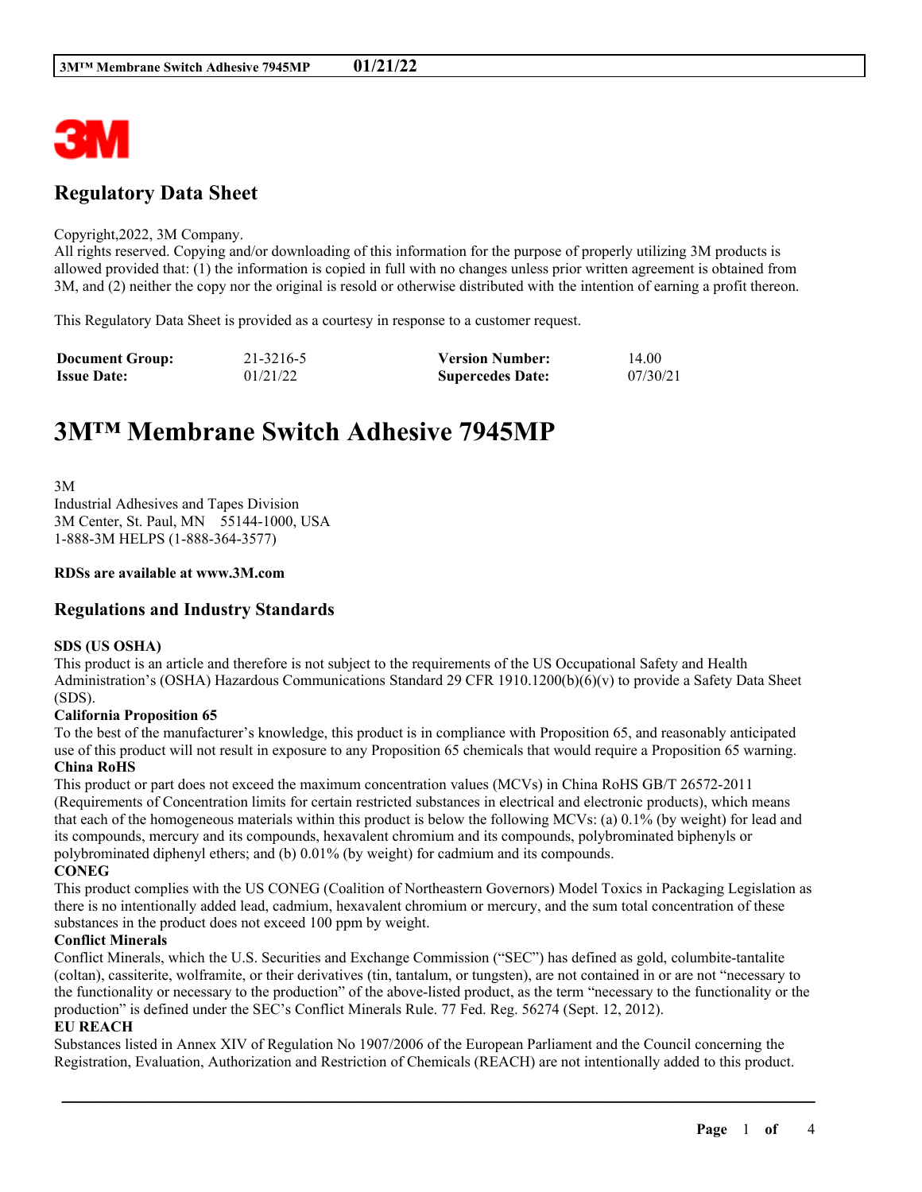## Regulatory Data Sheet

Copyright,2022, 3M Company.
All rights reserved. Copying and/or downloading of this information for the purpose of properly utilizing 3M products is allowed provided that: (1) the information is copied in full with no changes unless prior written agreement is obtained from 3M, and (2) neither the copy nor the original is resold or otherwise distributed with the intention of earning a profit thereon.

This Regulatory Data Sheet is provided as a courtesy in response to a customer request.

| **Document Group:** | 21-3216-5 | **Version Number:** | 14.00 |
|---|---|---|---|
| **Issue Date:** | 01/21/22 | **Supercedes Date:** | 07/30/21 |

# 3M™ Membrane Switch Adhesive 7945MP

3M
Industrial Adhesives and Tapes Division
3M Center, St. Paul, MN 55144-1000, USA
1-888-3M HELPS (1-888-364-3577)

**RDSs are available at www.3M.com**

## Regulations and Industry Standards

**SDS (US OSHA)**
This product is an article and therefore is not subject to the requirements of the US Occupational Safety and Health Administration's (OSHA) Hazardous Communications Standard 29 CFR 1910.1200(b)(6)(v) to provide a Safety Data Sheet (SDS).

**California Proposition 65**
To the best of the manufacturer's knowledge, this product is in compliance with Proposition 65, and reasonably anticipated use of this product will not result in exposure to any Proposition 65 chemicals that would require a Proposition 65 warning.

**China RoHS**
This product or part does not exceed the maximum concentration values (MCVs) in China RoHS GB/T 26572-2011 (Requirements of Concentration limits for certain restricted substances in electrical and electronic products), which means that each of the homogeneous materials within this product is below the following MCVs: (a) 0.1% (by weight) for lead and its compounds, mercury and its compounds, hexavalent chromium and its compounds, polybrominated biphenyls or polybrominated diphenyl ethers; and (b) 0.01% (by weight) for cadmium and its compounds.

**CONEG**
This product complies with the US CONEG (Coalition of Northeastern Governors) Model Toxics in Packaging Legislation as there is no intentionally added lead, cadmium, hexavalent chromium or mercury, and the sum total concentration of these substances in the product does not exceed 100 ppm by weight.

**Conflict Minerals**
Conflict Minerals, which the U.S. Securities and Exchange Commission ("SEC") has defined as gold, columbite-tantalite (coltan), cassiterite, wolframite, or their derivatives (tin, tantalum, or tungsten), are not contained in or are not "necessary to the functionality or necessary to the production" of the above-listed product, as the term "necessary to the functionality or the production" is defined under the SEC's Conflict Minerals Rule. 77 Fed. Reg. 56274 (Sept. 12, 2012).

**EU REACH**
Substances listed in Annex XIV of Regulation No 1907/2006 of the European Parliament and the Council concerning the Registration, Evaluation, Authorization and Restriction of Chemicals (REACH) are not intentionally added to this product.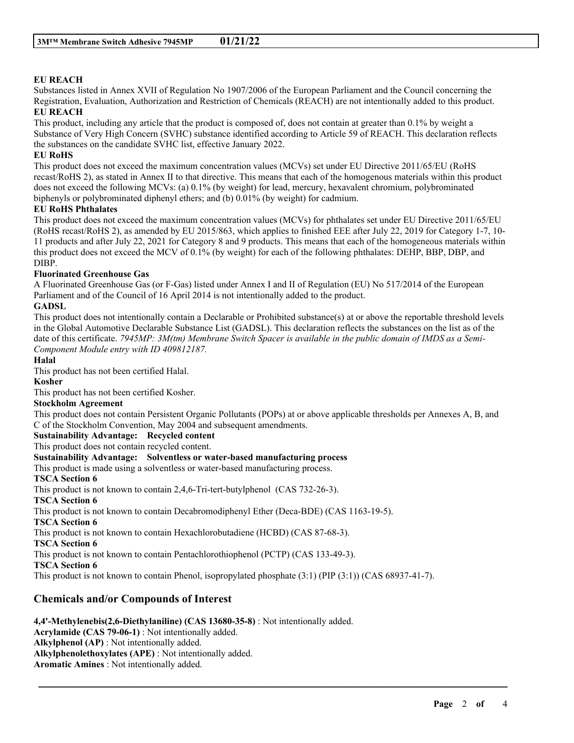**EU REACH**

Substances listed in Annex XVII of Regulation No 1907/2006 of the European Parliament and the Council concerning the Registration, Evaluation, Authorization and Restriction of Chemicals (REACH) are not intentionally added to this product.

**EU REACH**

This product, including any article that the product is composed of, does not contain at greater than 0.1% by weight a Substance of Very High Concern (SVHC) substance identified according to Article 59 of REACH. This declaration reflects the substances on the candidate SVHC list, effective January 2022.

**EU RoHS**

This product does not exceed the maximum concentration values (MCVs) set under EU Directive 2011/65/EU (RoHS recast/RoHS 2), as stated in Annex II to that directive. This means that each of the homogenous materials within this product does not exceed the following MCVs: (a) 0.1% (by weight) for lead, mercury, hexavalent chromium, polybrominated biphenyls or polybrominated diphenyl ethers; and (b) 0.01% (by weight) for cadmium.

**EU RoHS Phthalates**

This product does not exceed the maximum concentration values (MCVs) for phthalates set under EU Directive 2011/65/EU (RoHS recast/RoHS 2), as amended by EU 2015/863, which applies to finished EEE after July 22, 2019 for Category 1-7, 10-11 products and after July 22, 2021 for Category 8 and 9 products. This means that each of the homogeneous materials within this product does not exceed the MCV of 0.1% (by weight) for each of the following phthalates: DEHP, BBP, DBP, and DIBP.

**Fluorinated Greenhouse Gas**

A Fluorinated Greenhouse Gas (or F-Gas) listed under Annex I and II of Regulation (EU) No 517/2014 of the European Parliament and of the Council of 16 April 2014 is not intentionally added to the product.

**GADSL**

This product does not intentionally contain a Declarable or Prohibited substance(s) at or above the reportable threshold levels in the Global Automotive Declarable Substance List (GADSL). This declaration reflects the substances on the list as of the date of this certificate. *7945MP: 3M(tm) Membrane Switch Spacer is available in the public domain of IMDS as a Semi-Component Module entry with ID 409812187.*

**Halal**

This product has not been certified Halal.

**Kosher**

This product has not been certified Kosher.

**Stockholm Agreement**

This product does not contain Persistent Organic Pollutants (POPs) at or above applicable thresholds per Annexes A, B, and C of the Stockholm Convention, May 2004 and subsequent amendments.

**Sustainability Advantage: Recycled content**

This product does not contain recycled content.

**Sustainability Advantage: Solventless or water-based manufacturing process**

This product is made using a solventless or water-based manufacturing process.

**TSCA Section 6**

This product is not known to contain 2,4,6-Tri-tert-butylphenol (CAS 732-26-3).

**TSCA Section 6**

This product is not known to contain Decabromodiphenyl Ether (Deca-BDE) (CAS 1163-19-5).

**TSCA Section 6**

This product is not known to contain Hexachlorobutadiene (HCBD) (CAS 87-68-3).

**TSCA Section 6**

This product is not known to contain Pentachlorothiophenol (PCTP) (CAS 133-49-3).

**TSCA Section 6**

This product is not known to contain Phenol, isopropylated phosphate (3:1) (PIP (3:1)) (CAS 68937-41-7).

## Chemicals and/or Compounds of Interest

**4,4'-Methylenebis(2,6-Diethylaniline) (CAS 13680-35-8)** : Not intentionally added.
**Acrylamide (CAS 79-06-1)** : Not intentionally added.
**Alkylphenol (AP)** : Not intentionally added.
**Alkylphenolethoxylates (APE)** : Not intentionally added.
**Aromatic Amines** : Not intentionally added.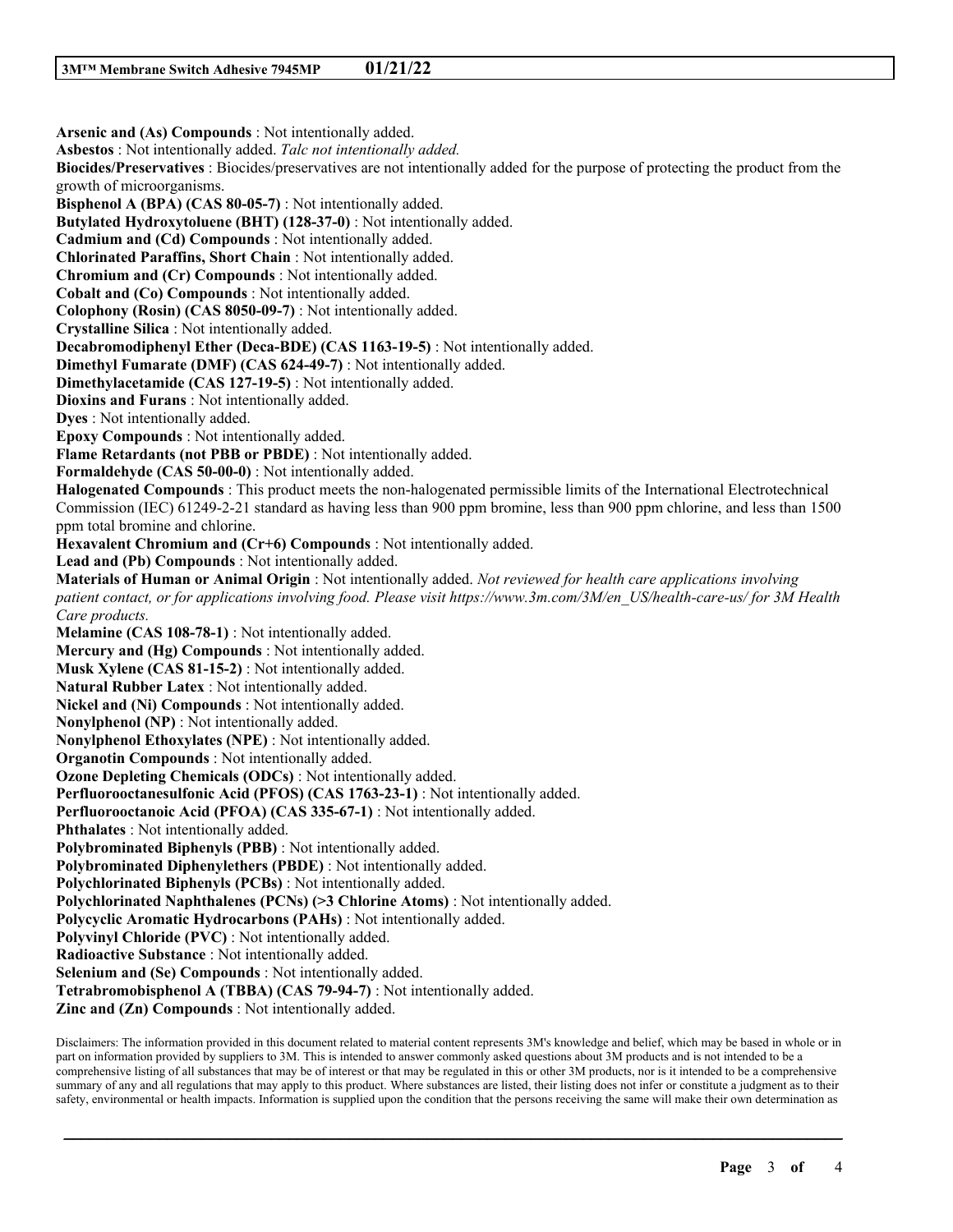**Arsenic and (As) Compounds** : Not intentionally added.
**Asbestos** : Not intentionally added. *Talc not intentionally added.*
**Biocides/Preservatives** : Biocides/preservatives are not intentionally added for the purpose of protecting the product from the growth of microorganisms.
**Bisphenol A (BPA) (CAS 80-05-7)** : Not intentionally added.
**Butylated Hydroxytoluene (BHT) (128-37-0)** : Not intentionally added.
**Cadmium and (Cd) Compounds** : Not intentionally added.
**Chlorinated Paraffins, Short Chain** : Not intentionally added.
**Chromium and (Cr) Compounds** : Not intentionally added.
**Cobalt and (Co) Compounds** : Not intentionally added.
**Colophony (Rosin) (CAS 8050-09-7)** : Not intentionally added.
**Crystalline Silica** : Not intentionally added.
**Decabromodiphenyl Ether (Deca-BDE) (CAS 1163-19-5)** : Not intentionally added.
**Dimethyl Fumarate (DMF) (CAS 624-49-7)** : Not intentionally added.
**Dimethylacetamide (CAS 127-19-5)** : Not intentionally added.
**Dioxins and Furans** : Not intentionally added.
**Dyes** : Not intentionally added.
**Epoxy Compounds** : Not intentionally added.
**Flame Retardants (not PBB or PBDE)** : Not intentionally added.
**Formaldehyde (CAS 50-00-0)** : Not intentionally added.
**Halogenated Compounds** : This product meets the non-halogenated permissible limits of the International Electrotechnical Commission (IEC) 61249-2-21 standard as having less than 900 ppm bromine, less than 900 ppm chlorine, and less than 1500 ppm total bromine and chlorine.
**Hexavalent Chromium and (Cr+6) Compounds** : Not intentionally added.
**Lead and (Pb) Compounds** : Not intentionally added.
**Materials of Human or Animal Origin** : Not intentionally added. *Not reviewed for health care applications involving patient contact, or for applications involving food. Please visit https://www.3m.com/3M/en_US/health-care-us/ for 3M Health Care products.*
**Melamine (CAS 108-78-1)** : Not intentionally added.
**Mercury and (Hg) Compounds** : Not intentionally added.
**Musk Xylene (CAS 81-15-2)** : Not intentionally added.
**Natural Rubber Latex** : Not intentionally added.
**Nickel and (Ni) Compounds** : Not intentionally added.
**Nonylphenol (NP)** : Not intentionally added.
**Nonylphenol Ethoxylates (NPE)** : Not intentionally added.
**Organotin Compounds** : Not intentionally added.
**Ozone Depleting Chemicals (ODCs)** : Not intentionally added.
**Perfluorooctanesulfonic Acid (PFOS) (CAS 1763-23-1)** : Not intentionally added.
**Perfluorooctanoic Acid (PFOA) (CAS 335-67-1)** : Not intentionally added.
**Phthalates** : Not intentionally added.
**Polybrominated Biphenyls (PBB)** : Not intentionally added.
**Polybrominated Diphenylethers (PBDE)** : Not intentionally added.
**Polychlorinated Biphenyls (PCBs)** : Not intentionally added.
**Polychlorinated Naphthalenes (PCNs) (>3 Chlorine Atoms)** : Not intentionally added.
**Polycyclic Aromatic Hydrocarbons (PAHs)** : Not intentionally added.
**Polyvinyl Chloride (PVC)** : Not intentionally added.
**Radioactive Substance** : Not intentionally added.
**Selenium and (Se) Compounds** : Not intentionally added.
**Tetrabromobisphenol A (TBBA) (CAS 79-94-7)** : Not intentionally added.
**Zinc and (Zn) Compounds** : Not intentionally added.

Disclaimers: The information provided in this document related to material content represents 3M's knowledge and belief, which may be based in whole or in part on information provided by suppliers to 3M. This is intended to answer commonly asked questions about 3M products and is not intended to be a comprehensive listing of all substances that may be of interest or that may be regulated in this or other 3M products, nor is it intended to be a comprehensive summary of any and all regulations that may apply to this product. Where substances are listed, their listing does not infer or constitute a judgment as to their safety, environmental or health impacts. Information is supplied upon the condition that the persons receiving the same will make their own determination as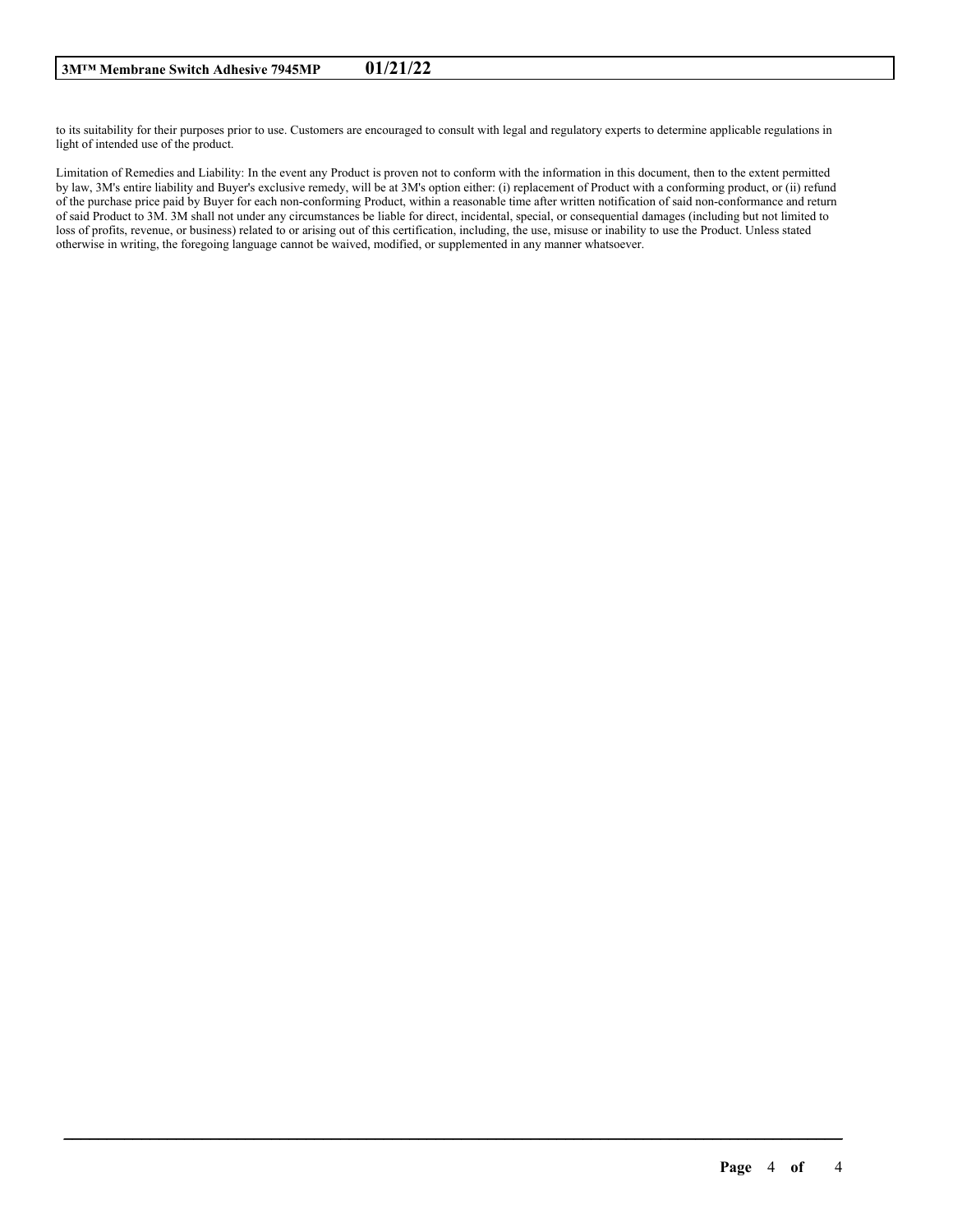to its suitability for their purposes prior to use. Customers are encouraged to consult with legal and regulatory experts to determine applicable regulations in light of intended use of the product.

Limitation of Remedies and Liability: In the event any Product is proven not to conform with the information in this document, then to the extent permitted by law, 3M's entire liability and Buyer's exclusive remedy, will be at 3M's option either: (i) replacement of Product with a conforming product, or (ii) refund of the purchase price paid by Buyer for each non-conforming Product, within a reasonable time after written notification of said non-conformance and return of said Product to 3M. 3M shall not under any circumstances be liable for direct, incidental, special, or consequential damages (including but not limited to loss of profits, revenue, or business) related to or arising out of this certification, including, the use, misuse or inability to use the Product. Unless stated otherwise in writing, the foregoing language cannot be waived, modified, or supplemented in any manner whatsoever.